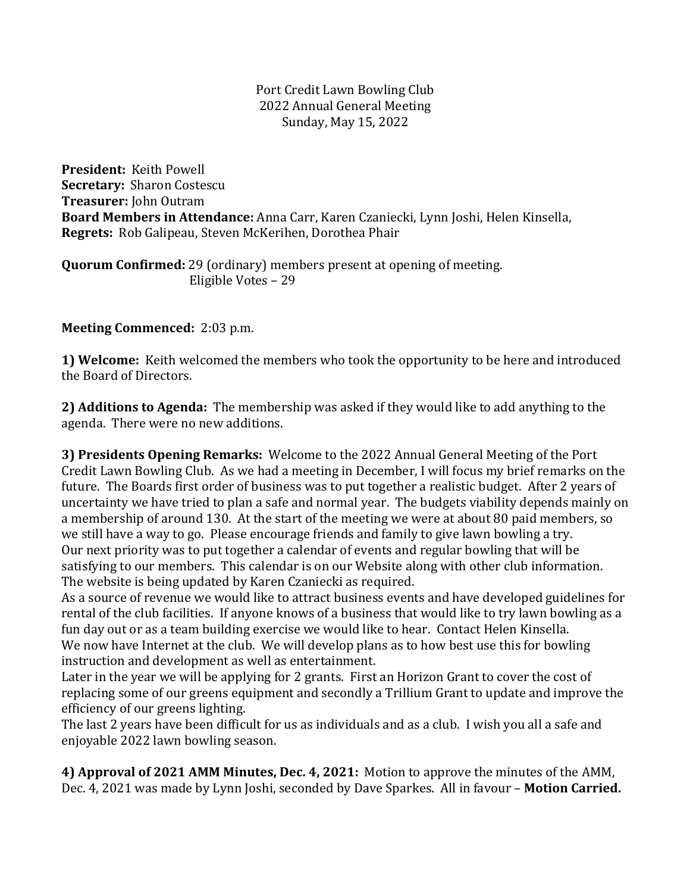Port Credit Lawn Bowling Club
2022 Annual General Meeting
Sunday, May 15, 2022

**President:** Keith Powell
**Secretary:** Sharon Costescu
**Treasurer:** John Outram
**Board Members in Attendance:** Anna Carr, Karen Czaniecki, Lynn Joshi, Helen Kinsella,
**Regrets:** Rob Galipeau, Steven McKerihen, Dorothea Phair

**Quorum Confirmed:** 29 (ordinary) members present at opening of meeting.
Eligible Votes – 29

**Meeting Commenced:** 2:03 p.m.

**1) Welcome:** Keith welcomed the members who took the opportunity to be here and introduced the Board of Directors.

**2) Additions to Agenda:** The membership was asked if they would like to add anything to the agenda. There were no new additions.

**3) Presidents Opening Remarks:** Welcome to the 2022 Annual General Meeting of the Port Credit Lawn Bowling Club. As we had a meeting in December, I will focus my brief remarks on the future. The Boards first order of business was to put together a realistic budget. After 2 years of uncertainty we have tried to plan a safe and normal year. The budgets viability depends mainly on a membership of around 130. At the start of the meeting we were at about 80 paid members, so we still have a way to go. Please encourage friends and family to give lawn bowling a try.
Our next priority was to put together a calendar of events and regular bowling that will be satisfying to our members. This calendar is on our Website along with other club information. The website is being updated by Karen Czaniecki as required.
As a source of revenue we would like to attract business events and have developed guidelines for rental of the club facilities. If anyone knows of a business that would like to try lawn bowling as a fun day out or as a team building exercise we would like to hear. Contact Helen Kinsella.
We now have Internet at the club. We will develop plans as to how best use this for bowling instruction and development as well as entertainment.
Later in the year we will be applying for 2 grants. First an Horizon Grant to cover the cost of replacing some of our greens equipment and secondly a Trillium Grant to update and improve the efficiency of our greens lighting.
The last 2 years have been difficult for us as individuals and as a club. I wish you all a safe and enjoyable 2022 lawn bowling season.

**4) Approval of 2021 AMM Minutes, Dec. 4, 2021:** Motion to approve the minutes of the AMM, Dec. 4, 2021 was made by Lynn Joshi, seconded by Dave Sparkes. All in favour – **Motion Carried.**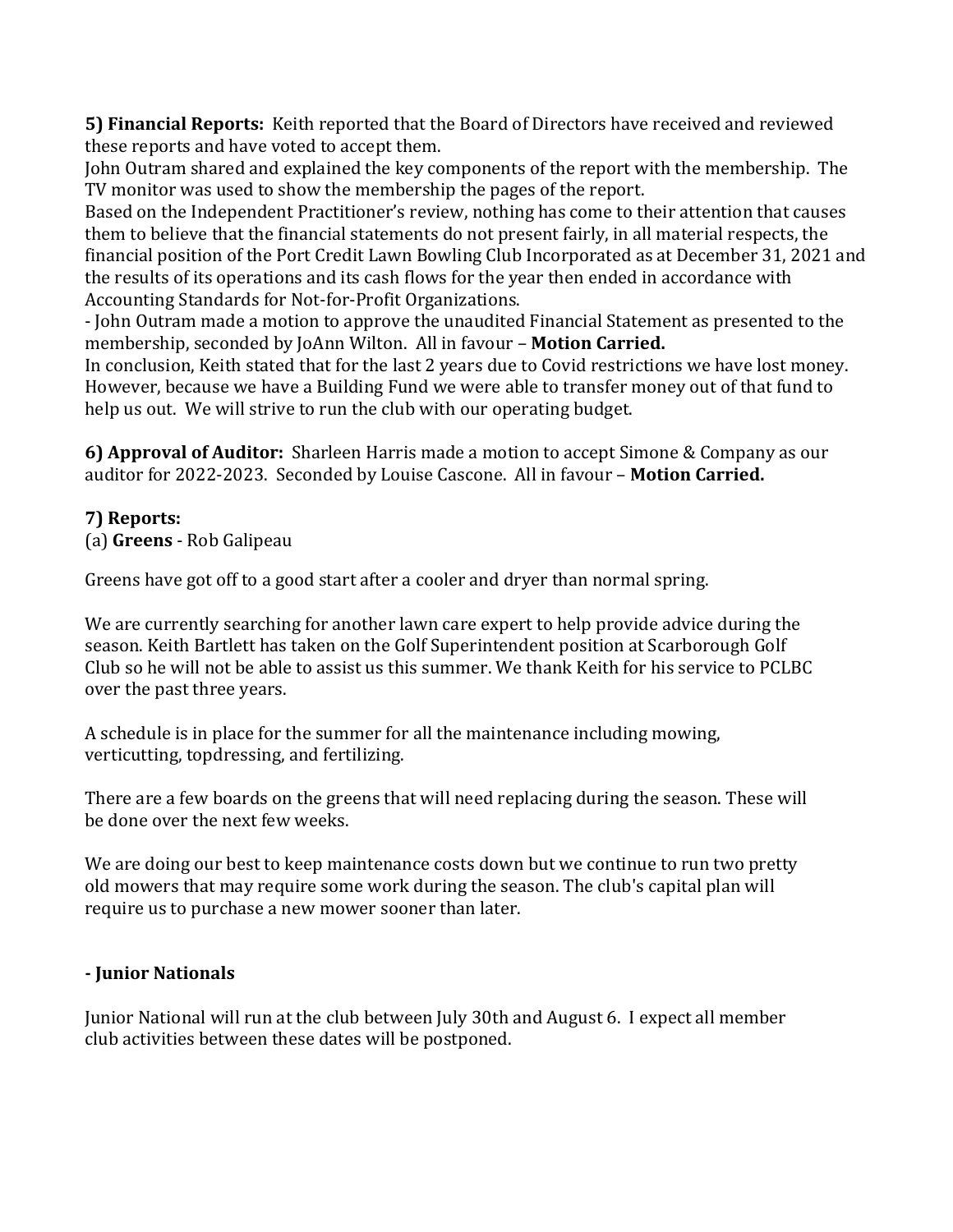**5) Financial Reports:** Keith reported that the Board of Directors have received and reviewed these reports and have voted to accept them.
John Outram shared and explained the key components of the report with the membership. The TV monitor was used to show the membership the pages of the report.
Based on the Independent Practitioner's review, nothing has come to their attention that causes them to believe that the financial statements do not present fairly, in all material respects, the financial position of the Port Credit Lawn Bowling Club Incorporated as at December 31, 2021 and the results of its operations and its cash flows for the year then ended in accordance with Accounting Standards for Not-for-Profit Organizations.
- John Outram made a motion to approve the unaudited Financial Statement as presented to the membership, seconded by JoAnn Wilton. All in favour – **Motion Carried.**
In conclusion, Keith stated that for the last 2 years due to Covid restrictions we have lost money. However, because we have a Building Fund we were able to transfer money out of that fund to help us out. We will strive to run the club with our operating budget.

**6) Approval of Auditor:** Sharleen Harris made a motion to accept Simone & Company as our auditor for 2022-2023. Seconded by Louise Cascone. All in favour – **Motion Carried.**

**7) Reports:**
(a) **Greens** - Rob Galipeau

Greens have got off to a good start after a cooler and dryer than normal spring.

We are currently searching for another lawn care expert to help provide advice during the season. Keith Bartlett has taken on the Golf Superintendent position at Scarborough Golf Club so he will not be able to assist us this summer. We thank Keith for his service to PCLBC over the past three years.

A schedule is in place for the summer for all the maintenance including mowing, verticutting, topdressing, and fertilizing.

There are a few boards on the greens that will need replacing during the season. These will be done over the next few weeks.

We are doing our best to keep maintenance costs down but we continue to run two pretty old mowers that may require some work during the season. The club's capital plan will require us to purchase a new mower sooner than later.

**- Junior Nationals**

Junior National will run at the club between July 30th and August 6. I expect all member club activities between these dates will be postponed.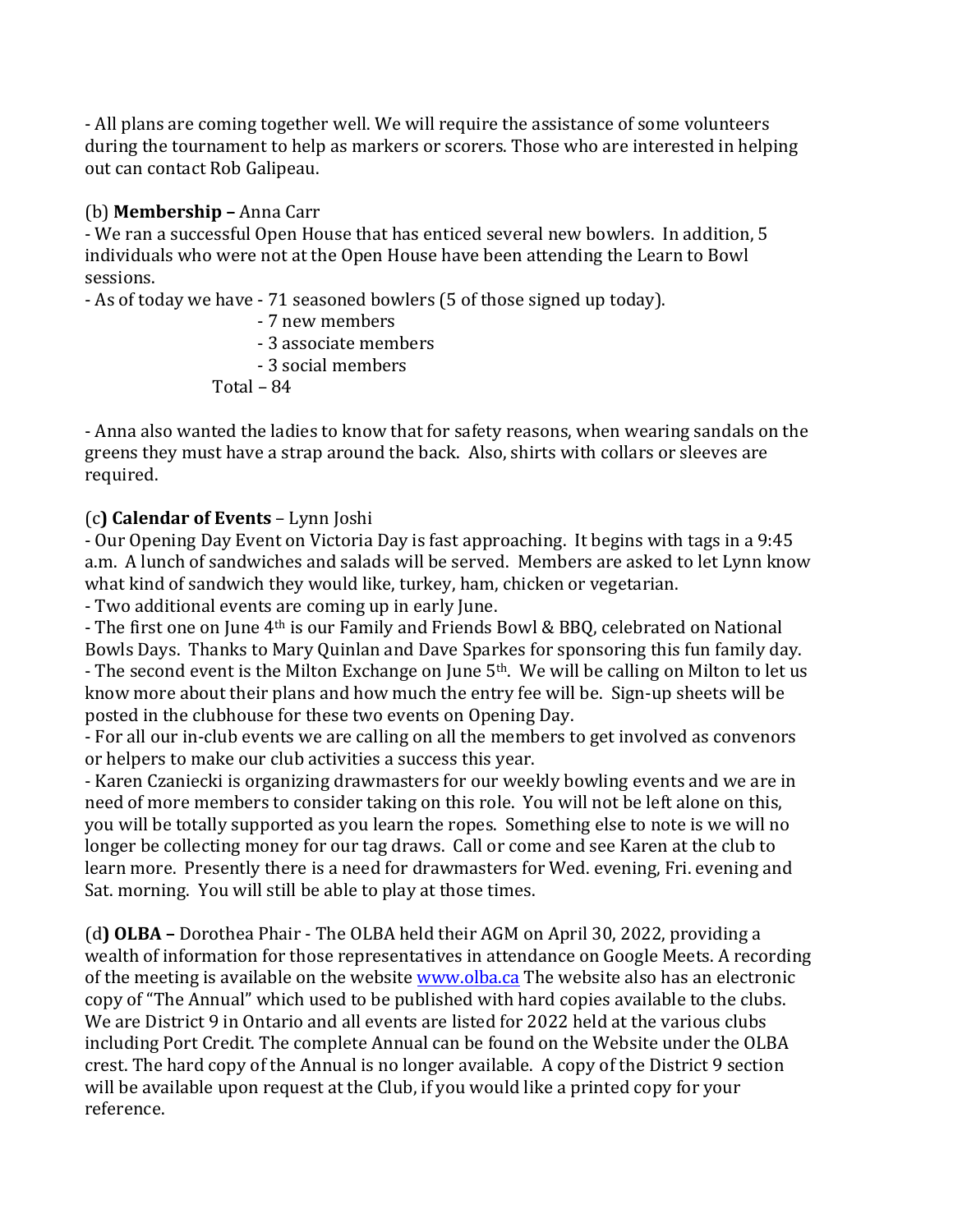- All plans are coming together well. We will require the assistance of some volunteers during the tournament to help as markers or scorers. Those who are interested in helping out can contact Rob Galipeau.

(b) **Membership –** Anna Carr

- We ran a successful Open House that has enticed several new bowlers. In addition, 5 individuals who were not at the Open House have been attending the Learn to Bowl sessions.
- As of today we have - 71 seasoned bowlers (5 of those signed up today).
  - 7 new members
  - 3 associate members
  - 3 social members

  Total – 84

- Anna also wanted the ladies to know that for safety reasons, when wearing sandals on the greens they must have a strap around the back. Also, shirts with collars or sleeves are required.

(c**) Calendar of Events** – Lynn Joshi

- Our Opening Day Event on Victoria Day is fast approaching. It begins with tags in a 9:45 a.m. A lunch of sandwiches and salads will be served. Members are asked to let Lynn know what kind of sandwich they would like, turkey, ham, chicken or vegetarian.
- Two additional events are coming up in early June.
- The first one on June 4th is our Family and Friends Bowl & BBQ, celebrated on National Bowls Days. Thanks to Mary Quinlan and Dave Sparkes for sponsoring this fun family day.
- The second event is the Milton Exchange on June 5th. We will be calling on Milton to let us know more about their plans and how much the entry fee will be. Sign-up sheets will be posted in the clubhouse for these two events on Opening Day.
- For all our in-club events we are calling on all the members to get involved as convenors or helpers to make our club activities a success this year.
- Karen Czaniecki is organizing drawmasters for our weekly bowling events and we are in need of more members to consider taking on this role. You will not be left alone on this, you will be totally supported as you learn the ropes. Something else to note is we will no longer be collecting money for our tag draws. Call or come and see Karen at the club to learn more. Presently there is a need for drawmasters for Wed. evening, Fri. evening and Sat. morning. You will still be able to play at those times.

(d**) OLBA –** Dorothea Phair - The OLBA held their AGM on April 30, 2022, providing a wealth of information for those representatives in attendance on Google Meets. A recording of the meeting is available on the website www.olba.ca The website also has an electronic copy of "The Annual" which used to be published with hard copies available to the clubs. We are District 9 in Ontario and all events are listed for 2022 held at the various clubs including Port Credit. The complete Annual can be found on the Website under the OLBA crest. The hard copy of the Annual is no longer available. A copy of the District 9 section will be available upon request at the Club, if you would like a printed copy for your reference.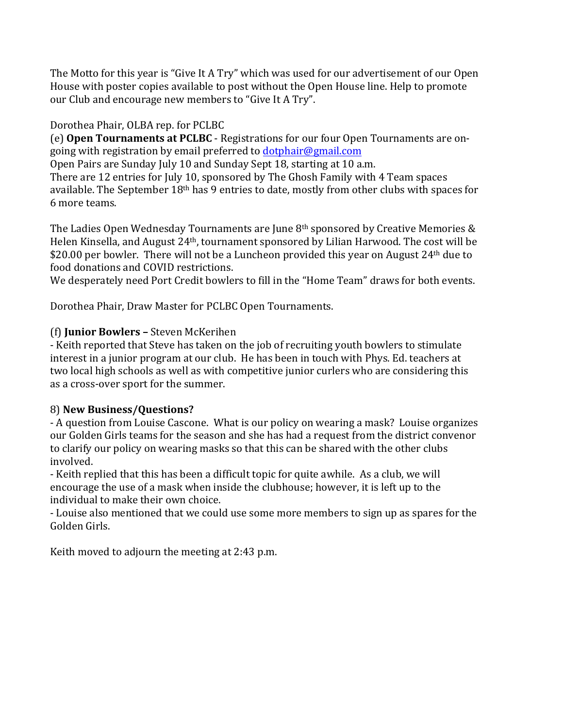The Motto for this year is "Give It A Try" which was used for our advertisement of our Open House with poster copies available to post without the Open House line. Help to promote our Club and encourage new members to "Give It A Try".

Dorothea Phair, OLBA rep. for PCLBC

(e) **Open Tournaments at PCLBC** - Registrations for our four Open Tournaments are on-going with registration by email preferred to dotphair@gmail.com

Open Pairs are Sunday July 10 and Sunday Sept 18, starting at 10 a.m.

There are 12 entries for July 10, sponsored by The Ghosh Family with 4 Team spaces available. The September 18th has 9 entries to date, mostly from other clubs with spaces for 6 more teams.

The Ladies Open Wednesday Tournaments are June 8th sponsored by Creative Memories & Helen Kinsella, and August 24th, tournament sponsored by Lilian Harwood. The cost will be $20.00 per bowler. There will not be a Luncheon provided this year on August 24th due to food donations and COVID restrictions.

We desperately need Port Credit bowlers to fill in the "Home Team" draws for both events.

Dorothea Phair, Draw Master for PCLBC Open Tournaments.

(f) **Junior Bowlers –** Steven McKerihen

- Keith reported that Steve has taken on the job of recruiting youth bowlers to stimulate interest in a junior program at our club. He has been in touch with Phys. Ed. teachers at two local high schools as well as with competitive junior curlers who are considering this as a cross-over sport for the summer.

8) **New Business/Questions?**

- A question from Louise Cascone. What is our policy on wearing a mask? Louise organizes our Golden Girls teams for the season and she has had a request from the district convenor to clarify our policy on wearing masks so that this can be shared with the other clubs involved.
- Keith replied that this has been a difficult topic for quite awhile. As a club, we will encourage the use of a mask when inside the clubhouse; however, it is left up to the individual to make their own choice.
- Louise also mentioned that we could use some more members to sign up as spares for the Golden Girls.

Keith moved to adjourn the meeting at 2:43 p.m.